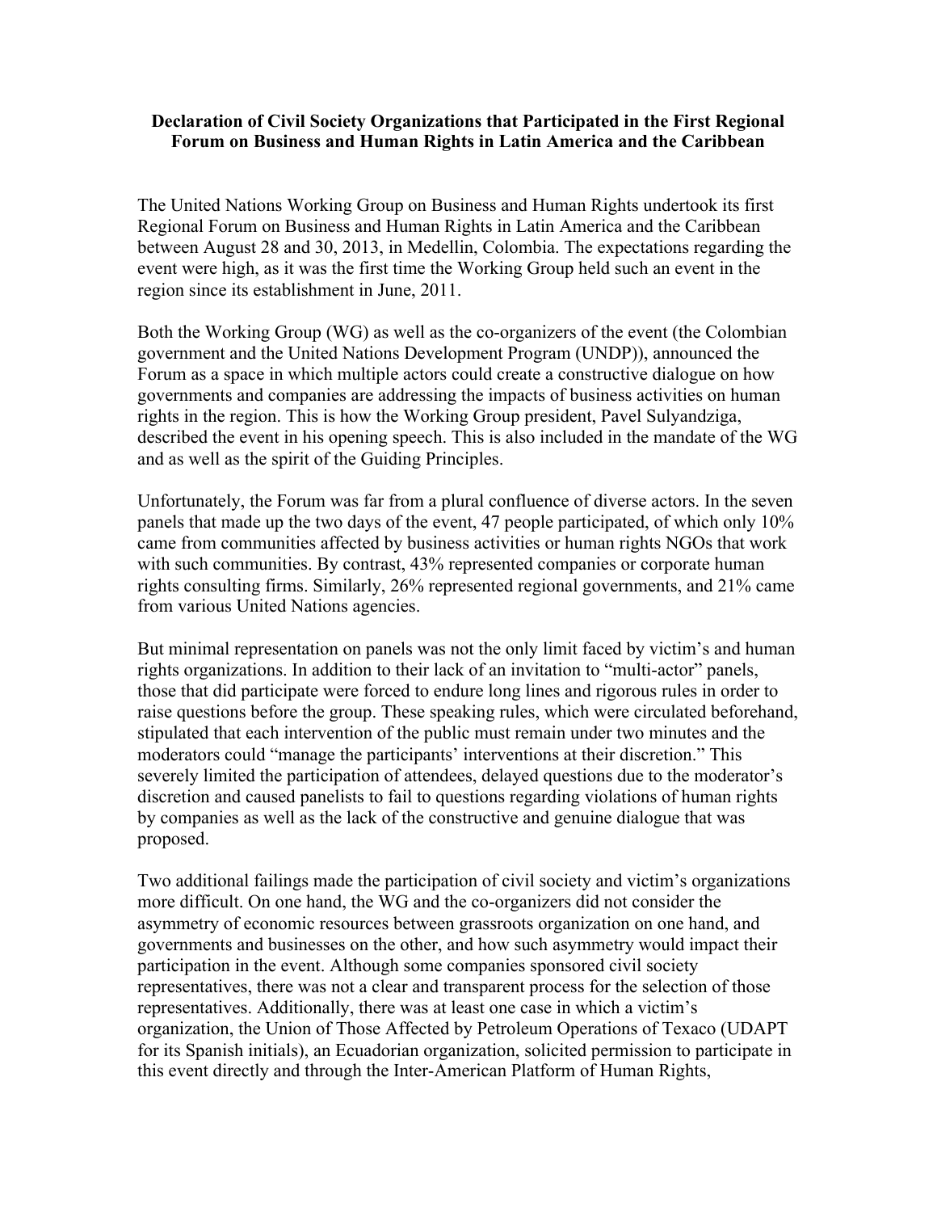**Declaration of Civil Society Organizations that Participated in the First Regional Forum on Business and Human Rights in Latin America and the Caribbean**

The United Nations Working Group on Business and Human Rights undertook its first Regional Forum on Business and Human Rights in Latin America and the Caribbean between August 28 and 30, 2013, in Medellin, Colombia. The expectations regarding the event were high, as it was the first time the Working Group held such an event in the region since its establishment in June, 2011.

Both the Working Group (WG) as well as the co-organizers of the event (the Colombian government and the United Nations Development Program (UNDP)), announced the Forum as a space in which multiple actors could create a constructive dialogue on how governments and companies are addressing the impacts of business activities on human rights in the region. This is how the Working Group president, Pavel Sulyandziga, described the event in his opening speech. This is also included in the mandate of the WG and as well as the spirit of the Guiding Principles.

Unfortunately, the Forum was far from a plural confluence of diverse actors. In the seven panels that made up the two days of the event, 47 people participated, of which only 10% came from communities affected by business activities or human rights NGOs that work with such communities. By contrast, 43% represented companies or corporate human rights consulting firms. Similarly, 26% represented regional governments, and 21% came from various United Nations agencies.

But minimal representation on panels was not the only limit faced by victim's and human rights organizations. In addition to their lack of an invitation to "multi-actor" panels, those that did participate were forced to endure long lines and rigorous rules in order to raise questions before the group. These speaking rules, which were circulated beforehand, stipulated that each intervention of the public must remain under two minutes and the moderators could "manage the participants' interventions at their discretion." This severely limited the participation of attendees, delayed questions due to the moderator's discretion and caused panelists to fail to questions regarding violations of human rights by companies as well as the lack of the constructive and genuine dialogue that was proposed.

Two additional failings made the participation of civil society and victim's organizations more difficult. On one hand, the WG and the co-organizers did not consider the asymmetry of economic resources between grassroots organization on one hand, and governments and businesses on the other, and how such asymmetry would impact their participation in the event. Although some companies sponsored civil society representatives, there was not a clear and transparent process for the selection of those representatives. Additionally, there was at least one case in which a victim's organization, the Union of Those Affected by Petroleum Operations of Texaco (UDAPT for its Spanish initials), an Ecuadorian organization, solicited permission to participate in this event directly and through the Inter-American Platform of Human Rights,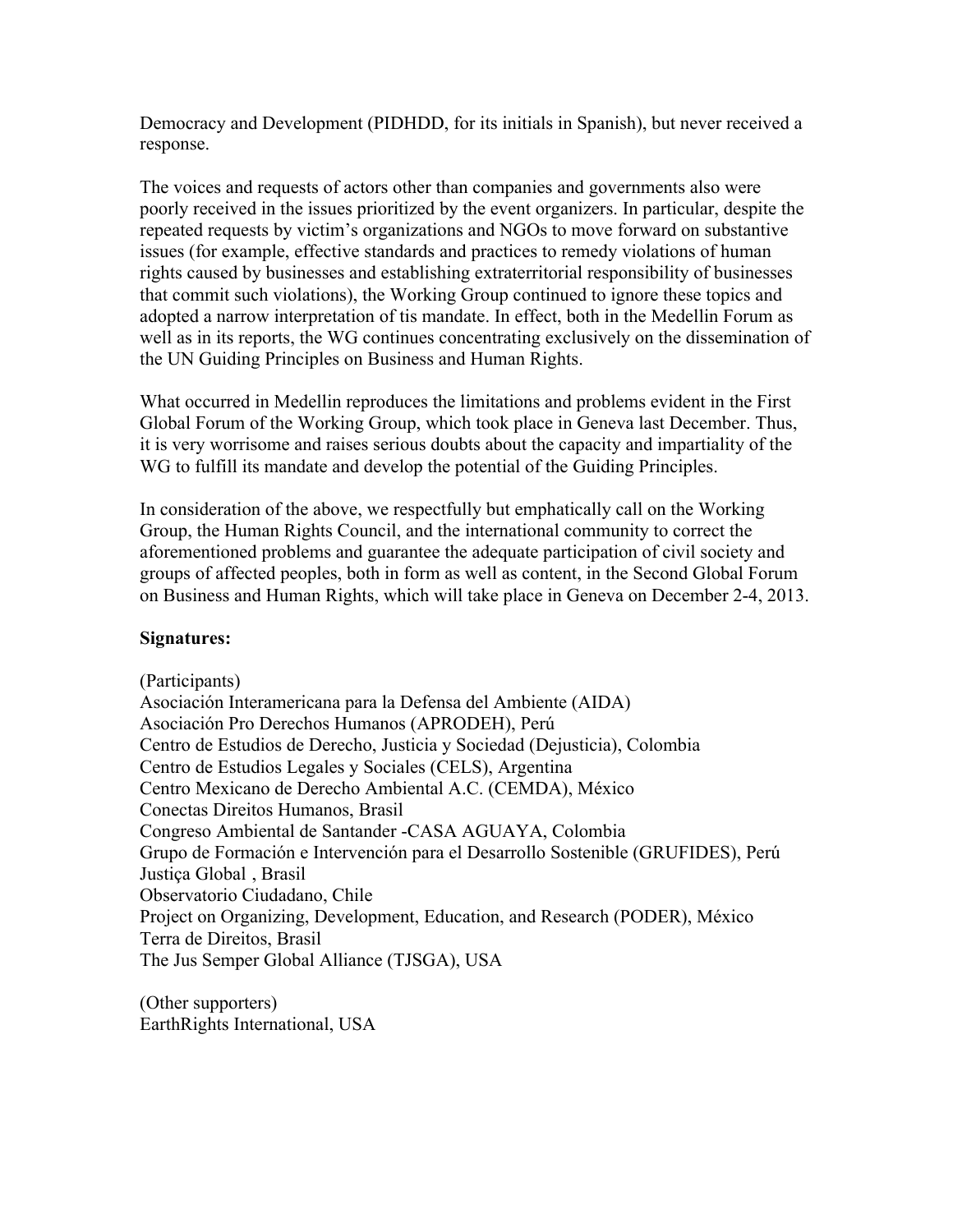Democracy and Development (PIDHDD, for its initials in Spanish), but never received a response.

The voices and requests of actors other than companies and governments also were poorly received in the issues prioritized by the event organizers. In particular, despite the repeated requests by victim's organizations and NGOs to move forward on substantive issues (for example, effective standards and practices to remedy violations of human rights caused by businesses and establishing extraterritorial responsibility of businesses that commit such violations), the Working Group continued to ignore these topics and adopted a narrow interpretation of tis mandate. In effect, both in the Medellin Forum as well as in its reports, the WG continues concentrating exclusively on the dissemination of the UN Guiding Principles on Business and Human Rights.

What occurred in Medellin reproduces the limitations and problems evident in the First Global Forum of the Working Group, which took place in Geneva last December. Thus, it is very worrisome and raises serious doubts about the capacity and impartiality of the WG to fulfill its mandate and develop the potential of the Guiding Principles.

In consideration of the above, we respectfully but emphatically call on the Working Group, the Human Rights Council, and the international community to correct the aforementioned problems and guarantee the adequate participation of civil society and groups of affected peoples, both in form as well as content, in the Second Global Forum on Business and Human Rights, which will take place in Geneva on December 2-4, 2013.

**Signatures:**

(Participants)
Asociación Interamericana para la Defensa del Ambiente (AIDA)
Asociación Pro Derechos Humanos (APRODEH), Perú
Centro de Estudios de Derecho, Justicia y Sociedad (Dejusticia), Colombia
Centro de Estudios Legales y Sociales (CELS), Argentina
Centro Mexicano de Derecho Ambiental A.C. (CEMDA), México
Conectas Direitos Humanos, Brasil
Congreso Ambiental de Santander -CASA AGUAYA, Colombia
Grupo de Formación e Intervención para el Desarrollo Sostenible (GRUFIDES), Perú
Justiça Global , Brasil
Observatorio Ciudadano, Chile
Project on Organizing, Development, Education, and Research (PODER), México
Terra de Direitos, Brasil
The Jus Semper Global Alliance (TJSGA), USA

(Other supporters)
EarthRights International, USA